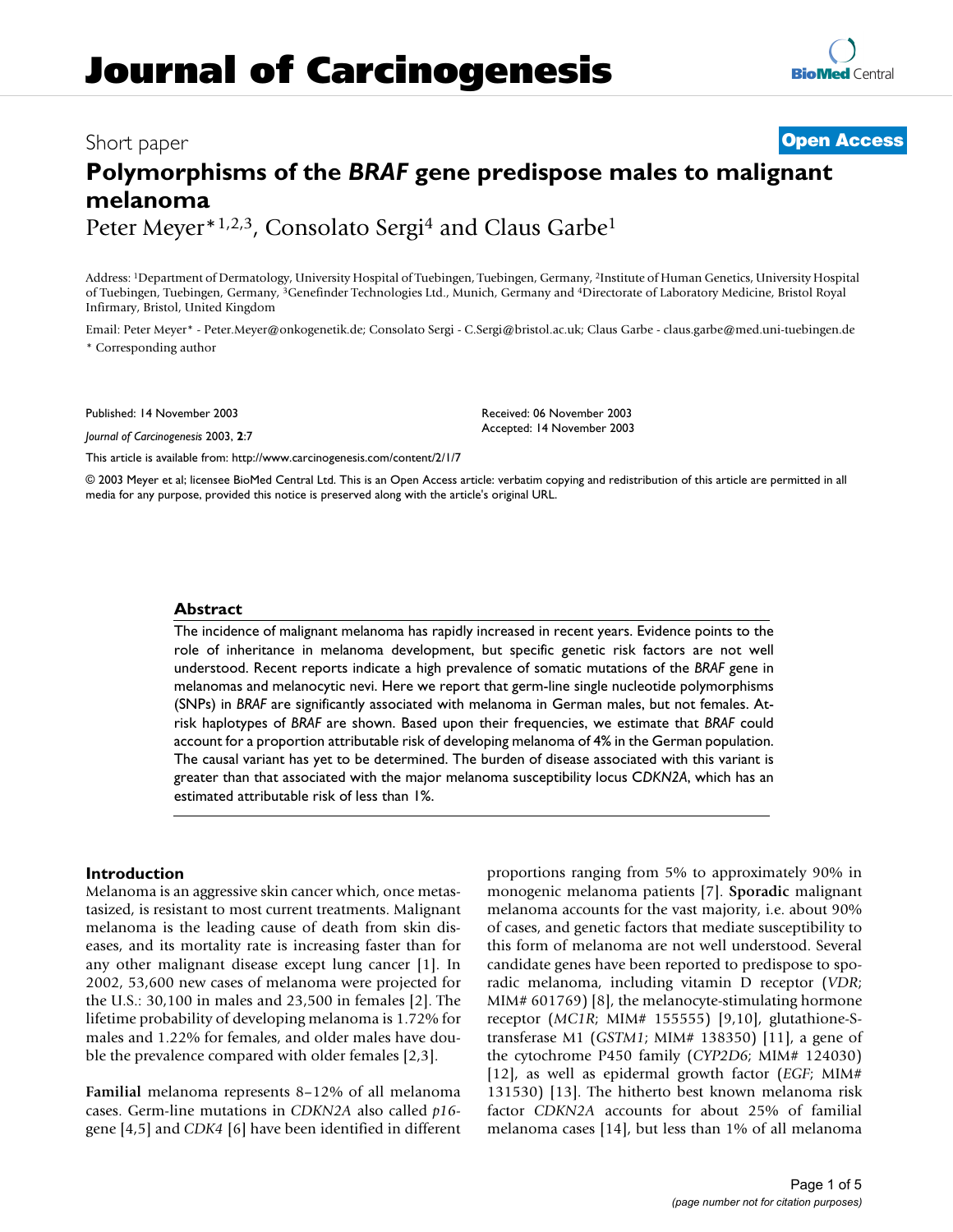# Journal of Carcinogenesis

Short paper

**Open Access**

# Polymorphisms of the *BRAF* gene predispose males to malignant melanoma

Peter Meyer*[1,2,3], Consolato Sergi[4] and Claus Garbe[1]

Address: [1]Department of Dermatology, University Hospital of Tuebingen, Tuebingen, Germany, [2]Institute of Human Genetics, University Hospital of Tuebingen, Tuebingen, Germany, [3]Genefinder Technologies Ltd., Munich, Germany and [4]Directorate of Laboratory Medicine, Bristol Royal Infirmary, Bristol, United Kingdom

Email: Peter Meyer* - Peter.Meyer@onkogenetik.de; Consolato Sergi - C.Sergi@bristol.ac.uk; Claus Garbe - claus.garbe@med.uni-tuebingen.de

\* Corresponding author

Published: 14 November 2003

*Journal of Carcinogenesis* 2003, **2**:7

Received: 06 November 2003
Accepted: 14 November 2003

This article is available from: http://www.carcinogenesis.com/content/2/1/7

© 2003 Meyer et al; licensee BioMed Central Ltd. This is an Open Access article: verbatim copying and redistribution of this article are permitted in all media for any purpose, provided this notice is preserved along with the article's original URL.

## Abstract

The incidence of malignant melanoma has rapidly increased in recent years. Evidence points to the role of inheritance in melanoma development, but specific genetic risk factors are not well understood. Recent reports indicate a high prevalence of somatic mutations of the *BRAF* gene in melanomas and melanocytic nevi. Here we report that germ-line single nucleotide polymorphisms (SNPs) in *BRAF* are significantly associated with melanoma in German males, but not females. At-risk haplotypes of *BRAF* are shown. Based upon their frequencies, we estimate that *BRAF* could account for a proportion attributable risk of developing melanoma of 4% in the German population. The causal variant has yet to be determined. The burden of disease associated with this variant is greater than that associated with the major melanoma susceptibility locus C*DKN2A*, which has an estimated attributable risk of less than 1%.

## Introduction

Melanoma is an aggressive skin cancer which, once metastasized, is resistant to most current treatments. Malignant melanoma is the leading cause of death from skin diseases, and its mortality rate is increasing faster than for any other malignant disease except lung cancer [1]. In 2002, 53,600 new cases of melanoma were projected for the U.S.: 30,100 in males and 23,500 in females [2]. The lifetime probability of developing melanoma is 1.72% for males and 1.22% for females, and older males have double the prevalence compared with older females [2,3].

**Familial** melanoma represents 8–12% of all melanoma cases. Germ-line mutations in *CDKN2A* also called *p16*-gene [4,5] and *CDK4* [6] have been identified in different proportions ranging from 5% to approximately 90% in monogenic melanoma patients [7]. **Sporadic** malignant melanoma accounts for the vast majority, i.e. about 90% of cases, and genetic factors that mediate susceptibility to this form of melanoma are not well understood. Several candidate genes have been reported to predispose to sporadic melanoma, including vitamin D receptor (*VDR*; MIM# 601769) [8], the melanocyte-stimulating hormone receptor (*MC1R*; MIM# 155555) [9,10], glutathione-S-transferase M1 (*GSTM1*; MIM# 138350) [11], a gene of the cytochrome P450 family (*CYP2D6*; MIM# 124030) [12], as well as epidermal growth factor (*EGF*; MIM# 131530) [13]. The hitherto best known melanoma risk factor *CDKN2A* accounts for about 25% of familial melanoma cases [14], but less than 1% of all melanoma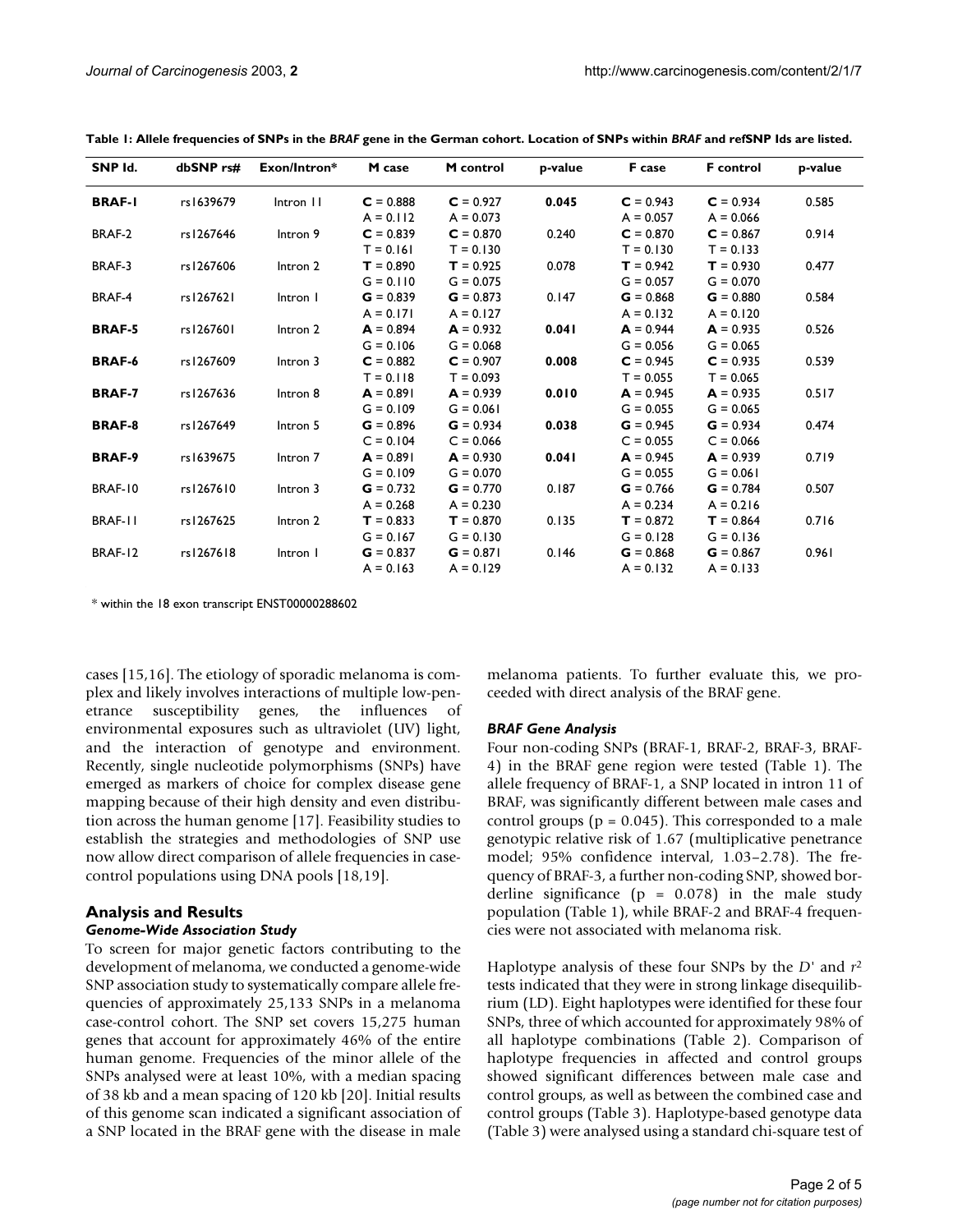**Table 1: Allele frequencies of SNPs in the *BRAF* gene in the German cohort. Location of SNPs within *BRAF* and refSNP Ids are listed.**

| SNP Id. | dbSNP rs# | Exon/Intron* | M case | M control | p-value | F case | F control | p-value |
|---|---|---|---|---|---|---|---|---|
| **BRAF-1** | rs1639679 | Intron 11 | **C** = 0.888<br>A = 0.112 | **C** = 0.927<br>A = 0.073 | **0.045** | **C** = 0.943<br>A = 0.057 | **C** = 0.934<br>A = 0.066 | 0.585 |
| BRAF-2 | rs1267646 | Intron 9 | **C** = 0.839<br>T = 0.161 | **C** = 0.870<br>T = 0.130 | 0.240 | **C** = 0.870<br>T = 0.130 | **C** = 0.867<br>T = 0.133 | 0.914 |
| BRAF-3 | rs1267606 | Intron 2 | **T** = 0.890<br>G = 0.110 | **T** = 0.925<br>G = 0.075 | 0.078 | **T** = 0.942<br>G = 0.057 | **T** = 0.930<br>G = 0.070 | 0.477 |
| BRAF-4 | rs1267621 | Intron 1 | **G** = 0.839<br>A = 0.171 | **G** = 0.873<br>A = 0.127 | 0.147 | **G** = 0.868<br>A = 0.132 | **G** = 0.880<br>A = 0.120 | 0.584 |
| **BRAF-5** | rs1267601 | Intron 2 | **A** = 0.894<br>G = 0.106 | **A** = 0.932<br>G = 0.068 | **0.041** | **A** = 0.944<br>G = 0.056 | **A** = 0.935<br>G = 0.065 | 0.526 |
| **BRAF-6** | rs1267609 | Intron 3 | **C** = 0.882<br>T = 0.118 | **C** = 0.907<br>T = 0.093 | **0.008** | **C** = 0.945<br>T = 0.055 | **C** = 0.935<br>T = 0.065 | 0.539 |
| **BRAF-7** | rs1267636 | Intron 8 | **A** = 0.891<br>G = 0.109 | **A** = 0.939<br>G = 0.061 | **0.010** | **A** = 0.945<br>G = 0.055 | **A** = 0.935<br>G = 0.065 | 0.517 |
| **BRAF-8** | rs1267649 | Intron 5 | **G** = 0.896<br>C = 0.104 | **G** = 0.934<br>C = 0.066 | **0.038** | **G** = 0.945<br>C = 0.055 | **G** = 0.934<br>C = 0.066 | 0.474 |
| **BRAF-9** | rs1639675 | Intron 7 | **A** = 0.891<br>G = 0.109 | **A** = 0.930<br>G = 0.070 | **0.041** | **A** = 0.945<br>G = 0.055 | **A** = 0.939<br>G = 0.061 | 0.719 |
| BRAF-10 | rs1267610 | Intron 3 | **G** = 0.732<br>A = 0.268 | **G** = 0.770<br>A = 0.230 | 0.187 | **G** = 0.766<br>A = 0.234 | **G** = 0.784<br>A = 0.216 | 0.507 |
| BRAF-11 | rs1267625 | Intron 2 | **T** = 0.833<br>G = 0.167 | **T** = 0.870<br>G = 0.130 | 0.135 | **T** = 0.872<br>G = 0.128 | **T** = 0.864<br>G = 0.136 | 0.716 |
| BRAF-12 | rs1267618 | Intron 1 | **G** = 0.837<br>A = 0.163 | **G** = 0.871<br>A = 0.129 | 0.146 | **G** = 0.868<br>A = 0.132 | **G** = 0.867<br>A = 0.133 | 0.961 |

\* within the 18 exon transcript ENST00000288602

cases [15,16]. The etiology of sporadic melanoma is complex and likely involves interactions of multiple low-penetrance susceptibility genes, the influences of environmental exposures such as ultraviolet (UV) light, and the interaction of genotype and environment. Recently, single nucleotide polymorphisms (SNPs) have emerged as markers of choice for complex disease gene mapping because of their high density and even distribution across the human genome [17]. Feasibility studies to establish the strategies and methodologies of SNP use now allow direct comparison of allele frequencies in case-control populations using DNA pools [18,19].

## Analysis and Results

### Genome-Wide Association Study

To screen for major genetic factors contributing to the development of melanoma, we conducted a genome-wide SNP association study to systematically compare allele frequencies of approximately 25,133 SNPs in a melanoma case-control cohort. The SNP set covers 15,275 human genes that account for approximately 46% of the entire human genome. Frequencies of the minor allele of the SNPs analysed were at least 10%, with a median spacing of 38 kb and a mean spacing of 120 kb [20]. Initial results of this genome scan indicated a significant association of a SNP located in the BRAF gene with the disease in male melanoma patients. To further evaluate this, we proceeded with direct analysis of the BRAF gene.

### BRAF Gene Analysis

Four non-coding SNPs (BRAF-1, BRAF-2, BRAF-3, BRAF-4) in the BRAF gene region were tested (Table 1). The allele frequency of BRAF-1, a SNP located in intron 11 of BRAF, was significantly different between male cases and control groups ($p = 0.045$). This corresponded to a male genotypic relative risk of 1.67 (multiplicative penetrance model; 95% confidence interval, 1.03–2.78). The frequency of BRAF-3, a further non-coding SNP, showed borderline significance ($p = 0.078$) in the male study population (Table 1), while BRAF-2 and BRAF-4 frequencies were not associated with melanoma risk.

Haplotype analysis of these four SNPs by the $D'$ and $r^2$ tests indicated that they were in strong linkage disequilibrium (LD). Eight haplotypes were identified for these four SNPs, three of which accounted for approximately 98% of all haplotype combinations (Table 2). Comparison of haplotype frequencies in affected and control groups showed significant differences between male case and control groups, as well as between the combined case and control groups (Table 3). Haplotype-based genotype data (Table 3) were analysed using a standard chi-square test of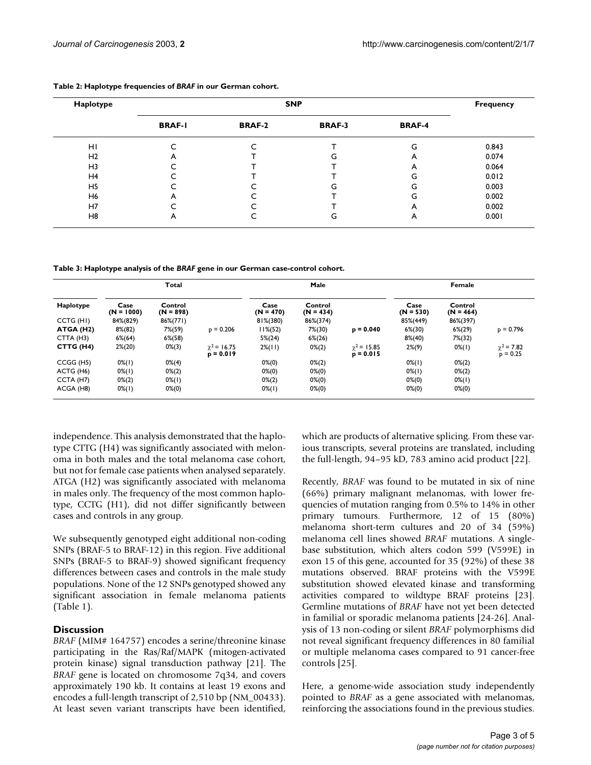**Table 2: Haplotype frequencies of *BRAF* in our German cohort.**

| Haplotype | SNP | | | | Frequency |
|---|---|---|---|---|---|
| | BRAF-1 | BRAF-2 | BRAF-3 | BRAF-4 | |
| H1 | C | C | T | G | 0.843 |
| H2 | A | T | G | A | 0.074 |
| H3 | C | T | T | A | 0.064 |
| H4 | C | T | T | G | 0.012 |
| H5 | C | C | G | G | 0.003 |
| H6 | A | C | T | G | 0.002 |
| H7 | C | C | T | A | 0.002 |
| H8 | A | C | G | A | 0.001 |

**Table 3: Haplotype analysis of the *BRAF* gene in our German case-control cohort.**

| | Total | | | Male | | | Female | | |
|---|---|---|---|---|---|---|---|---|---|
| Haplotype | Case (N = 1000) | Control (N = 898) | | Case (N = 470) | Control (N = 434) | | Case (N = 530) | Control (N = 464) | |
| CCTG (H1) | 84%(829) | 86%(771) | | 81%(380) | 86%(374) | | 85%(449) | 86%(397) | |
| **ATGA (H2)** | 8%(82) | 7%(59) | $p = 0.206$ | 11%(52) | 7%(30) | $\mathbf{p = 0.040}$ | 6%(30) | 6%(29) | $p = 0.796$ |
| CTTA (H3) | 6%(64) | 6%(58) | | 5%(24) | 6%(26) | | 8%(40) | 7%(32) | |
| **CTTG (H4)** | 2%(20) | 0%(3) | $\chi^2 = 16.75$ $\mathbf{p = 0.019}$ | 2%(11) | 0%(2) | $\chi^2 = 15.85$ $\mathbf{p = 0.015}$ | 2%(9) | 0%(1) | $\chi^2 = 7.82$ $p = 0.25$ |
| CCGG (H5) | 0%(1) | 0%(4) | | 0%(0) | 0%(2) | | 0%(1) | 0%(2) | |
| ACTG (H6) | 0%(1) | 0%(2) | | 0%(0) | 0%(0) | | 0%(1) | 0%(2) | |
| CCTA (H7) | 0%(2) | 0%(1) | | 0%(2) | 0%(0) | | 0%(0) | 0%(1) | |
| ACGA (H8) | 0%(1) | 0%(0) | | 0%(1) | 0%(0) | | 0%(0) | 0%(0) | |

independence. This analysis demonstrated that the haplotype CTTG (H4) was significantly associated with melonoma in both males and the total melanoma case cohort, but not for female case patients when analysed separately. ATGA (H2) was significantly associated with melanoma in males only. The frequency of the most common haplotype, CCTG (H1), did not differ significantly between cases and controls in any group.

We subsequently genotyped eight additional non-coding SNPs (BRAF-5 to BRAF-12) in this region. Five additional SNPs (BRAF-5 to BRAF-9) showed significant frequency differences between cases and controls in the male study populations. None of the 12 SNPs genotyped showed any significant association in female melanoma patients (Table 1).

## Discussion

*BRAF* (MIM# 164757) encodes a serine/threonine kinase participating in the Ras/Raf/MAPK (mitogen-activated protein kinase) signal transduction pathway [21]. The *BRAF* gene is located on chromosome 7q34, and covers approximately 190 kb. It contains at least 19 exons and encodes a full-length transcript of 2,510 bp (NM_00433). At least seven variant transcripts have been identified, which are products of alternative splicing. From these various transcripts, several proteins are translated, including the full-length, 94–95 kD, 783 amino acid product [22].

Recently, *BRAF* was found to be mutated in six of nine (66%) primary malignant melanomas, with lower frequencies of mutation ranging from 0.5% to 14% in other primary tumours. Furthermore, 12 of 15 (80%) melanoma short-term cultures and 20 of 34 (59%) melanoma cell lines showed *BRAF* mutations. A single-base substitution, which alters codon 599 (V599E) in exon 15 of this gene, accounted for 35 (92%) of these 38 mutations observed. BRAF proteins with the V599E substitution showed elevated kinase and transforming activities compared to wildtype BRAF proteins [23]. Germline mutations of *BRAF* have not yet been detected in familial or sporadic melanoma patients [24-26]. Analysis of 13 non-coding or silent *BRAF* polymorphisms did not reveal significant frequency differences in 80 familial or multiple melanoma cases compared to 91 cancer-free controls [25].

Here, a genome-wide association study independently pointed to *BRAF* as a gene associated with melanomas, reinforcing the associations found in the previous studies.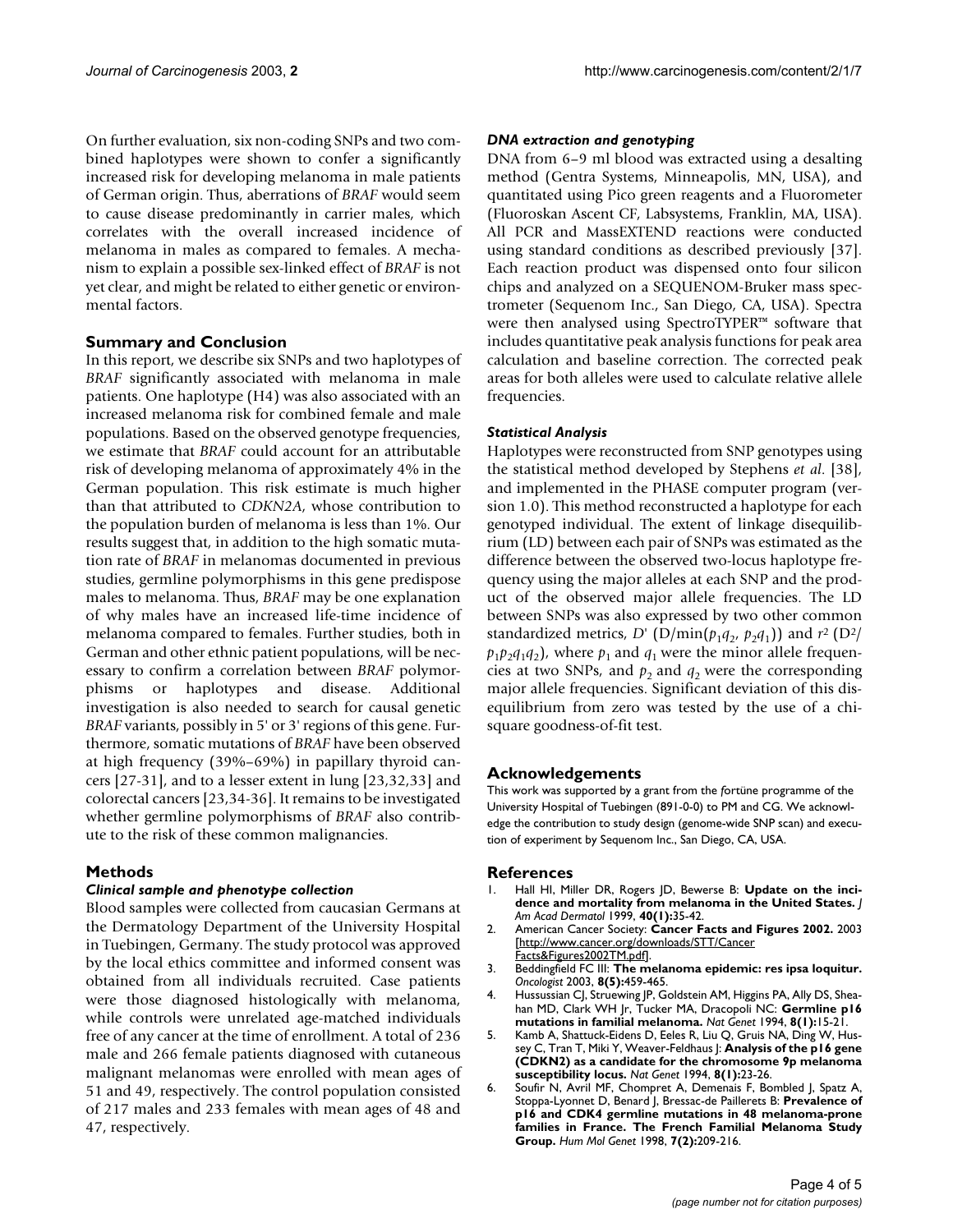On further evaluation, six non-coding SNPs and two combined haplotypes were shown to confer a significantly increased risk for developing melanoma in male patients of German origin. Thus, aberrations of *BRAF* would seem to cause disease predominantly in carrier males, which correlates with the overall increased incidence of melanoma in males as compared to females. A mechanism to explain a possible sex-linked effect of *BRAF* is not yet clear, and might be related to either genetic or environmental factors.

## Summary and Conclusion

In this report, we describe six SNPs and two haplotypes of *BRAF* significantly associated with melanoma in male patients. One haplotype (H4) was also associated with an increased melanoma risk for combined female and male populations. Based on the observed genotype frequencies, we estimate that *BRAF* could account for an attributable risk of developing melanoma of approximately 4% in the German population. This risk estimate is much higher than that attributed to *CDKN2A*, whose contribution to the population burden of melanoma is less than 1%. Our results suggest that, in addition to the high somatic mutation rate of *BRAF* in melanomas documented in previous studies, germline polymorphisms in this gene predispose males to melanoma. Thus, *BRAF* may be one explanation of why males have an increased life-time incidence of melanoma compared to females. Further studies, both in German and other ethnic patient populations, will be necessary to confirm a correlation between *BRAF* polymorphisms or haplotypes and disease. Additional investigation is also needed to search for causal genetic *BRAF* variants, possibly in 5' or 3' regions of this gene. Furthermore, somatic mutations of *BRAF* have been observed at high frequency (39%–69%) in papillary thyroid cancers [27-31], and to a lesser extent in lung [23,32,33] and colorectal cancers [23,34-36]. It remains to be investigated whether germline polymorphisms of *BRAF* also contribute to the risk of these common malignancies.

## Methods

### *Clinical sample and phenotype collection*

Blood samples were collected from caucasian Germans at the Dermatology Department of the University Hospital in Tuebingen, Germany. The study protocol was approved by the local ethics committee and informed consent was obtained from all individuals recruited. Case patients were those diagnosed histologically with melanoma, while controls were unrelated age-matched individuals free of any cancer at the time of enrollment. A total of 236 male and 266 female patients diagnosed with cutaneous malignant melanomas were enrolled with mean ages of 51 and 49, respectively. The control population consisted of 217 males and 233 females with mean ages of 48 and 47, respectively.

### *DNA extraction and genotyping*

DNA from 6–9 ml blood was extracted using a desalting method (Gentra Systems, Minneapolis, MN, USA), and quantitated using Pico green reagents and a Fluorometer (Fluoroskan Ascent CF, Labsystems, Franklin, MA, USA). All PCR and MassEXTEND reactions were conducted using standard conditions as described previously [37]. Each reaction product was dispensed onto four silicon chips and analyzed on a SEQUENOM-Bruker mass spectrometer (Sequenom Inc., San Diego, CA, USA). Spectra were then analysed using SpectroTYPER™ software that includes quantitative peak analysis functions for peak area calculation and baseline correction. The corrected peak areas for both alleles were used to calculate relative allele frequencies.

### *Statistical Analysis*

Haplotypes were reconstructed from SNP genotypes using the statistical method developed by Stephens *et al*. [38], and implemented in the PHASE computer program (version 1.0). This method reconstructed a haplotype for each genotyped individual. The extent of linkage disequilibrium (LD) between each pair of SNPs was estimated as the difference between the observed two-locus haplotype frequency using the major alleles at each SNP and the product of the observed major allele frequencies. The LD between SNPs was also expressed by two other common standardized metrics, $D'$ ($D/\min(p_1q_2, p_2q_1)$) and $r^2$ ($D^2/p_1p_2q_1q_2$), where $p_1$ and $q_1$ were the minor allele frequencies at two SNPs, and $p_2$ and $q_2$ were the corresponding major allele frequencies. Significant deviation of this disequilibrium from zero was tested by the use of a chi-square goodness-of-fit test.

## Acknowledgements

This work was supported by a grant from the *f*ortüne programme of the University Hospital of Tuebingen (891-0-0) to PM and CG. We acknowledge the contribution to study design (genome-wide SNP scan) and execution of experiment by Sequenom Inc., San Diego, CA, USA.

## References

1. Hall HI, Miller DR, Rogers JD, Bewerse B: **Update on the incidence and mortality from melanoma in the United States.** *J Am Acad Dermatol* 1999, **40(1):**35-42.
2. American Cancer Society: **Cancer Facts and Figures 2002.** 2003 [http://www.cancer.org/downloads/STT/Cancer Facts&Figures2002TM.pdf].
3. Beddingfield FC III: **The melanoma epidemic: res ipsa loquitur.** *Oncologist* 2003, **8(5):**459-465.
4. Hussussian CJ, Struewing JP, Goldstein AM, Higgins PA, Ally DS, Sheahan MD, Clark WH Jr, Tucker MA, Dracopoli NC: **Germline p16 mutations in familial melanoma.** *Nat Genet* 1994, **8(1):**15-21.
5. Kamb A, Shattuck-Eidens D, Eeles R, Liu Q, Gruis NA, Ding W, Hussey C, Tran T, Miki Y, Weaver-Feldhaus J: **Analysis of the p16 gene (CDKN2) as a candidate for the chromosome 9p melanoma susceptibility locus.** *Nat Genet* 1994, **8(1):**23-26.
6. Soufir N, Avril MF, Chompret A, Demenais F, Bombled J, Spatz A, Stoppa-Lyonnet D, Benard J, Bressac-de Paillerets B: **Prevalence of p16 and CDK4 germline mutations in 48 melanoma-prone families in France. The French Familial Melanoma Study Group.** *Hum Mol Genet* 1998, **7(2):**209-216.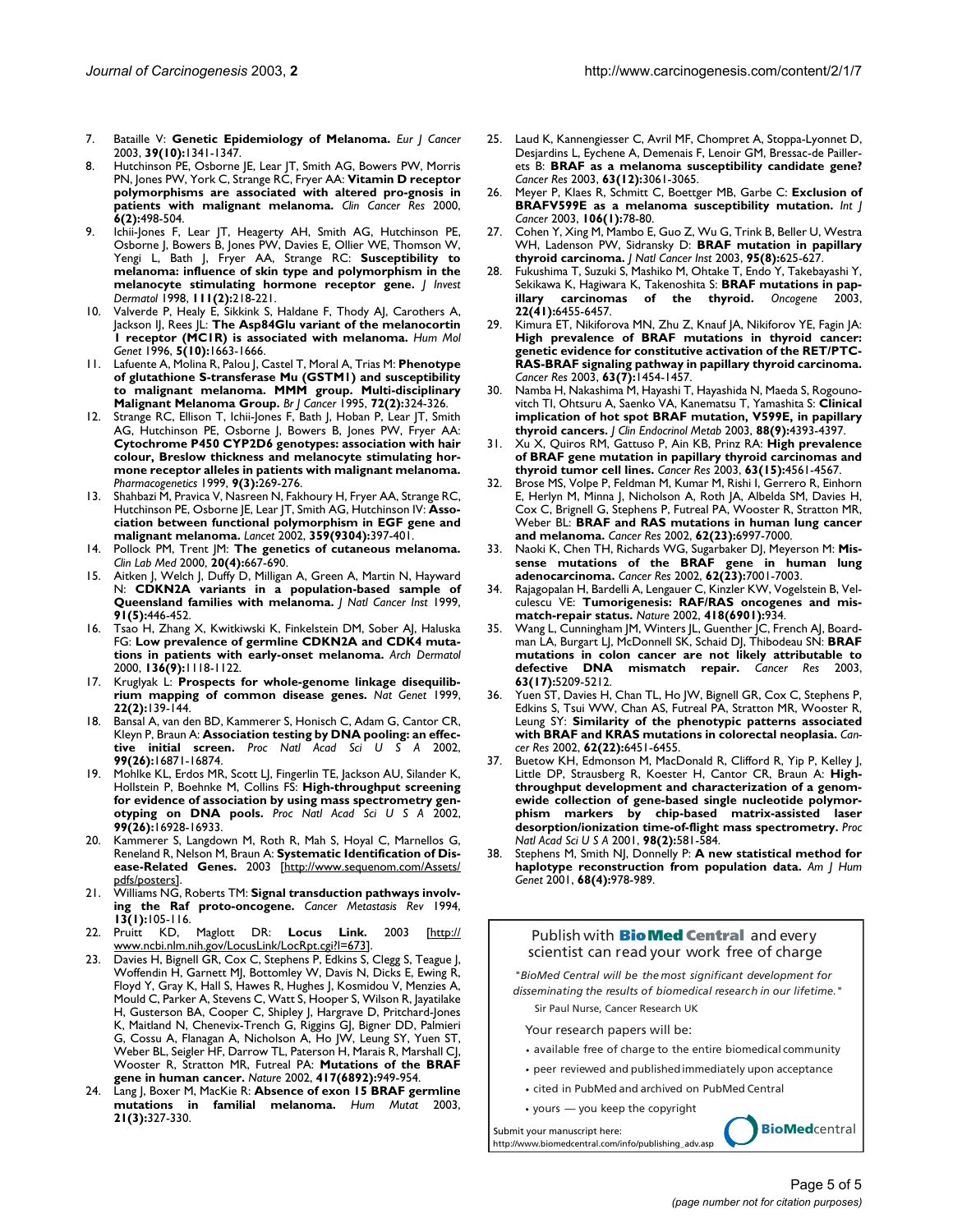7. Bataille V: **Genetic Epidemiology of Melanoma.** *Eur J Cancer* 2003, **39(10):**1341-1347.
8. Hutchinson PE, Osborne JE, Lear JT, Smith AG, Bowers PW, Morris PN, Jones PW, York C, Strange RC, Fryer AA: **Vitamin D receptor polymorphisms are associated with altered pro-gnosis in patients with malignant melanoma.** *Clin Cancer Res* 2000, **6(2):**498-504.
9. Ichii-Jones F, Lear JT, Heagerty AH, Smith AG, Hutchinson PE, Osborne J, Bowers B, Jones PW, Davies E, Ollier WE, Thomson W, Yengi L, Bath J, Fryer AA, Strange RC: **Susceptibility to melanoma: influence of skin type and polymorphism in the melanocyte stimulating hormone receptor gene.** *J Invest Dermatol* 1998, **111(2):**218-221.
10. Valverde P, Healy E, Sikkink S, Haldane F, Thody AJ, Carothers A, Jackson IJ, Rees JL: **The Asp84Glu variant of the melanocortin 1 receptor (MC1R) is associated with melanoma.** *Hum Mol Genet* 1996, **5(10):**1663-1666.
11. Lafuente A, Molina R, Palou J, Castel T, Moral A, Trias M: **Phenotype of glutathione S-transferase Mu (GSTM1) and susceptibility to malignant melanoma. MMM group. Multi-disciplinary Malignant Melanoma Group.** *Br J Cancer* 1995, **72(2):**324-326.
12. Strange RC, Ellison T, Ichii-Jones F, Bath J, Hoban P, Lear JT, Smith AG, Hutchinson PE, Osborne J, Bowers J, Jones PW, Fryer AA: **Cytochrome P450 CYP2D6 genotypes: association with hair colour, Breslow thickness and melanocyte stimulating hormone receptor alleles in patients with malignant melanoma.** *Pharmacogenetics* 1999, **9(3):**269-276.
13. Shahbazi M, Pravica V, Nasreen N, Fakhoury H, Fryer AA, Strange RC, Hutchinson PE, Osborne JE, Lear JT, Smith AG, Hutchinson IV: **Association between functional polymorphism in EGF gene and malignant melanoma.** *Lancet* 2002, **359(9304):**397-401.
14. Pollock PM, Trent JM: **The genetics of cutaneous melanoma.** *Clin Lab Med* 2000, **20(4):**667-690.
15. Aitken J, Welch J, Duffy D, Milligan A, Green A, Martin N, Hayward N: **CDKN2A variants in a population-based sample of Queensland families with melanoma.** *J Natl Cancer Inst* 1999, **91(5):**446-452.
16. Tsao H, Zhang X, Kwitkiwski K, Finkelstein DM, Sober AJ, Haluska FG: **Low prevalence of germline CDKN2A and CDK4 mutations in patients with early-onset melanoma.** *Arch Dermatol* 2000, **136(9):**1118-1122.
17. Kruglyak L: **Prospects for whole-genome linkage disequilibrium mapping of common disease genes.** *Nat Genet* 1999, **22(2):**139-144.
18. Bansal A, van den BD, Kammerer S, Honisch C, Adam G, Cantor CR, Kleyn P, Braun A: **Association testing by DNA pooling: an effective initial screen.** *Proc Natl Acad Sci U S A* 2002, **99(26):**16871-16874.
19. Mohlke KL, Erdos MR, Scott LJ, Fingerlin TE, Jackson AU, Silander K, Hollstein P, Boehnke M, Collins FS: **High-throughput screening for evidence of association by using mass spectrometry genotyping on DNA pools.** *Proc Natl Acad Sci U S A* 2002, **99(26):**16928-16933.
20. Kammerer S, Langdown M, Roth R, Mah S, Hoyal C, Marnellos G, Reneland R, Nelson M, Braun A: **Systematic Identification of Disease-Related Genes.** 2003 [http://www.sequenom.com/Assets/pdfs/posters].
21. Williams NG, Roberts TM: **Signal transduction pathways involving the Raf proto-oncogene.** *Cancer Metastasis Rev* 1994, **13(1):**105-116.
22. Pruitt KD, Maglott DR: **Locus Link.** 2003 [http://www.ncbi.nlm.nih.gov/LocusLink/LocRpt.cgi?l=673].
23. Davies H, Bignell GR, Cox C, Stephens P, Edkins S, Clegg S, Teague J, Woffendin H, Garnett MJ, Bottomley W, Davis N, Dicks E, Ewing R, Floyd Y, Gray K, Hall S, Hawes R, Hughes J, Kosmidou V, Menzies A, Mould C, Parker A, Stevens C, Watt S, Hooper S, Wilson R, Jayatilake H, Gusterson BA, Cooper C, Shipley J, Hargrave D, Pritchard-Jones K, Maitland N, Chenevix-Trench G, Riggins GJ, Bigner DD, Palmieri G, Cossu A, Flanagan A, Nicholson A, Ho JW, Leung SY, Yuen ST, Weber BL, Seigler HF, Darrow TL, Paterson H, Marais R, Marshall CJ, Wooster R, Stratton MR, Futreal PA: **Mutations of the BRAF gene in human cancer.** *Nature* 2002, **417(6892):**949-954.
24. Lang J, Boxer M, MacKie R: **Absence of exon 15 BRAF germline mutations in familial melanoma.** *Hum Mutat* 2003, **21(3):**327-330.
25. Laud K, Kannengiesser C, Avril MF, Chompret A, Stoppa-Lyonnet D, Desjardins L, Eychene A, Demenais F, Lenoir GM, Bressac-de Paillerets B: **BRAF as a melanoma susceptibility candidate gene?** *Cancer Res* 2003, **63(12):**3061-3065.
26. Meyer P, Klaes R, Schmitt C, Boettger MB, Garbe C: **Exclusion of BRAFV599E as a melanoma susceptibility mutation.** *Int J Cancer* 2003, **106(1):**78-80.
27. Cohen Y, Xing M, Mambo E, Guo Z, Wu G, Trink B, Beller U, Westra WH, Ladenson PW, Sidransky D: **BRAF mutation in papillary thyroid carcinoma.** *J Natl Cancer Inst* 2003, **95(8):**625-627.
28. Fukushima T, Suzuki S, Mashiko M, Ohtake T, Endo Y, Takebayashi Y, Sekikawa K, Hagiwara K, Takenoshita S: **BRAF mutations in papillary carcinomas of the thyroid.** *Oncogene* 2003, **22(41):**6455-6457.
29. Kimura ET, Nikiforova MN, Zhu Z, Knauf JA, Nikiforov YE, Fagin JA: **High prevalence of BRAF mutations in thyroid cancer: genetic evidence for constitutive activation of the RET/PTC-RAS-BRAF signaling pathway in papillary thyroid carcinoma.** *Cancer Res* 2003, **63(7):**1454-1457.
30. Namba H, Nakashima M, Hayashi T, Hayashida N, Maeda S, Rogounovitch TI, Ohtsuru A, Saenko VA, Kanematsu T, Yamashita S: **Clinical implication of hot spot BRAF mutation, V599E, in papillary thyroid cancers.** *J Clin Endocrinol Metab* 2003, **88(9):**4393-4397.
31. Xu X, Quiros RM, Gattuso P, Ain KB, Prinz RA: **High prevalence of BRAF gene mutation in papillary thyroid carcinomas and thyroid tumor cell lines.** *Cancer Res* 2003, **63(15):**4561-4567.
32. Brose MS, Volpe P, Feldman M, Kumar M, Rishi I, Gerrero R, Einhorn E, Herlyn M, Minna J, Nicholson A, Roth JA, Albelda SM, Davies H, Cox C, Brignell G, Stephens P, Futreal PA, Wooster R, Stratton MR, Weber BL: **BRAF and RAS mutations in human lung cancer and melanoma.** *Cancer Res* 2002, **62(23):**6997-7000.
33. Naoki K, Chen TH, Richards WG, Sugarbaker DJ, Meyerson M: **Missense mutations of the BRAF gene in human lung adenocarcinoma.** *Cancer Res* 2002, **62(23):**7001-7003.
34. Rajagopalan H, Bardelli A, Lengauer C, Kinzler KW, Vogelstein B, Velculescu VE: **Tumorigenesis: RAF/RAS oncogenes and mismatch-repair status.** *Nature* 2002, **418(6901):**934.
35. Wang L, Cunningham JM, Winters JL, Guenther JC, French AJ, Boardman LA, Burgart LJ, McDonnell SK, Schaid DJ, Thibodeau SN: **BRAF mutations in colon cancer are not likely attributable to defective DNA mismatch repair.** *Cancer Res* 2003, **63(17):**5209-5212.
36. Yuen ST, Davies H, Chan TL, Ho JW, Bignell GR, Cox C, Stephens P, Edkins S, Tsui WW, Chan AS, Futreal PA, Stratton MR, Wooster R, Leung SY: **Similarity of the phenotypic patterns associated with BRAF and KRAS mutations in colorectal neoplasia.** *Cancer Res* 2002, **62(22):**6451-6455.
37. Buetow KH, Edmonson M, MacDonald R, Clifford R, Yip P, Kelley J, Little DP, Strausberg R, Koester H, Cantor CR, Braun A: **High-throughput development and characterization of a genomewide collection of gene-based single nucleotide polymorphism markers by chip-based matrix-assisted laser desorption/ionization time-of-flight mass spectrometry.** *Proc Natl Acad Sci U S A* 2001, **98(2):**581-584.
38. Stephens M, Smith NJ, Donnelly P: **A new statistical method for haplotype reconstruction from population data.** *Am J Hum Genet* 2001, **68(4):**978-989.

Publish with **BioMed Central** and every scientist can read your work free of charge

*"BioMed Central will be the most significant development for disseminating the results of biomedical research in our lifetime."*

Sir Paul Nurse, Cancer Research UK

Your research papers will be:

- available free of charge to the entire biomedical community
- peer reviewed and published immediately upon acceptance
- cited in PubMed and archived on PubMed Central
- yours — you keep the copyright

Submit your manuscript here:
http://www.biomedcentral.com/info/publishing_adv.asp

**BioMed**central